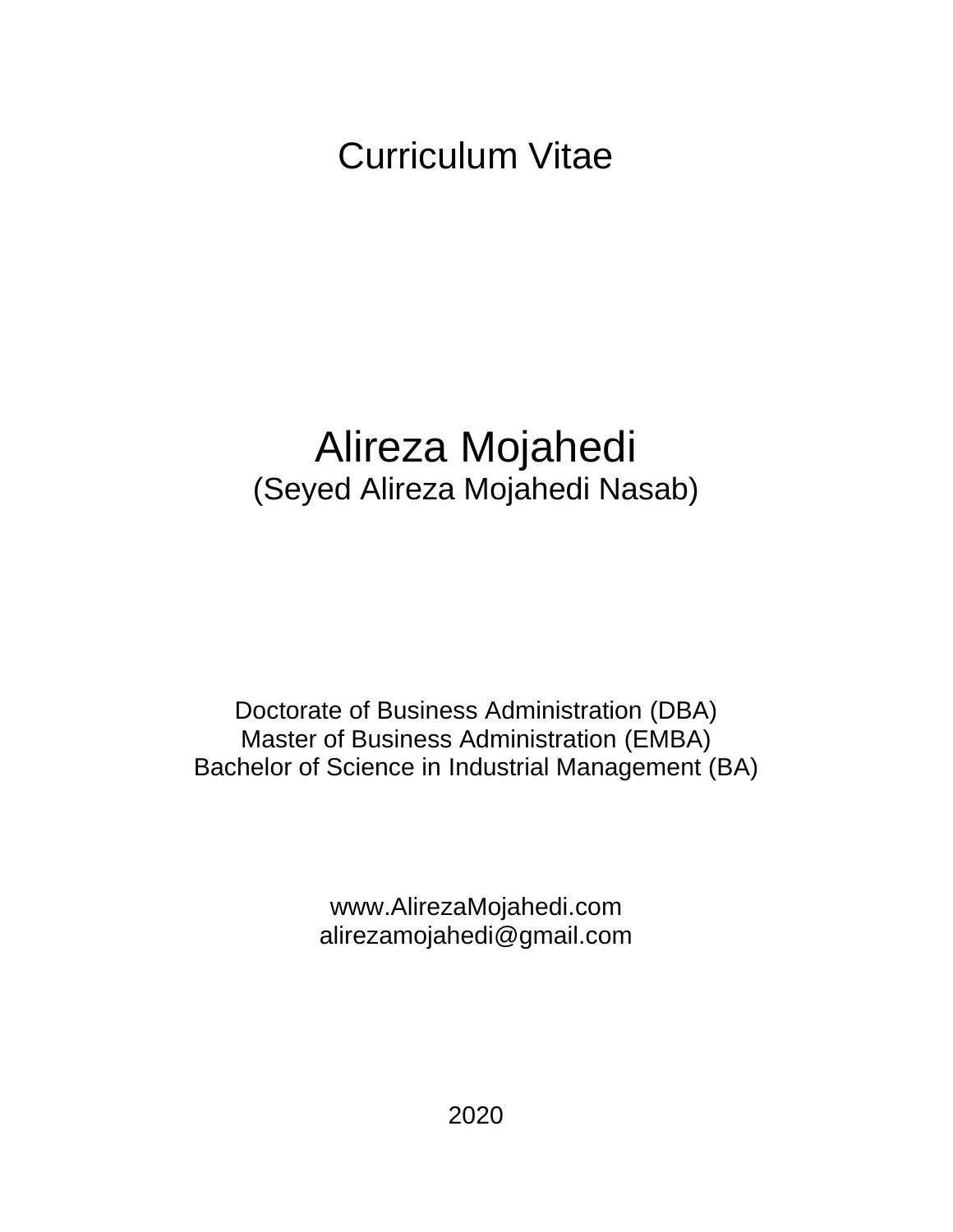# Curriculum Vitae

# Alireza Mojahedi

(Seyed Alireza Mojahedi Nasab)

Doctorate of Business Administration (DBA)
Master of Business Administration (EMBA)
Bachelor of Science in Industrial Management (BA)

www.AlirezaMojahedi.com
alirezamojahedi@gmail.com

2020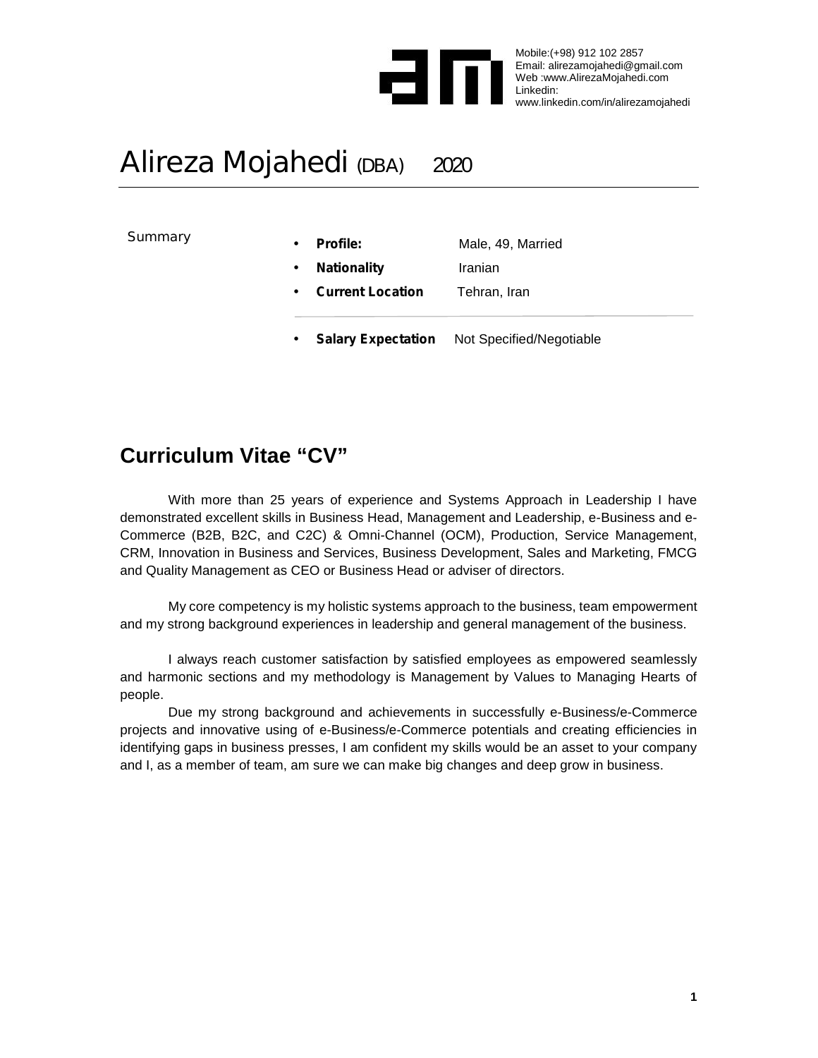Mobile:(+98) 912 102 2857
Email: alirezamojahedi@gmail.com
Web :www.AlirezaMojahedi.com
Linkedin:
www.linkedin.com/in/alirezamojahedi

# Alireza Mojahedi (DBA) 2020

Summary

- **Profile:** Male, 49, Married
- **Nationality** Iranian
- **Current Location** Tehran, Iran

---

- **Salary Expectation** Not Specified/Negotiable

## Curriculum Vitae "CV"

With more than 25 years of experience and Systems Approach in Leadership I have demonstrated excellent skills in Business Head, Management and Leadership, e-Business and e-Commerce (B2B, B2C, and C2C) & Omni-Channel (OCM), Production, Service Management, CRM, Innovation in Business and Services, Business Development, Sales and Marketing, FMCG and Quality Management as CEO or Business Head or adviser of directors.

My core competency is my holistic systems approach to the business, team empowerment and my strong background experiences in leadership and general management of the business.

I always reach customer satisfaction by satisfied employees as empowered seamlessly and harmonic sections and my methodology is Management by Values to Managing Hearts of people.

Due my strong background and achievements in successfully e-Business/e-Commerce projects and innovative using of e-Business/e-Commerce potentials and creating efficiencies in identifying gaps in business presses, I am confident my skills would be an asset to your company and I, as a member of team, am sure we can make big changes and deep grow in business.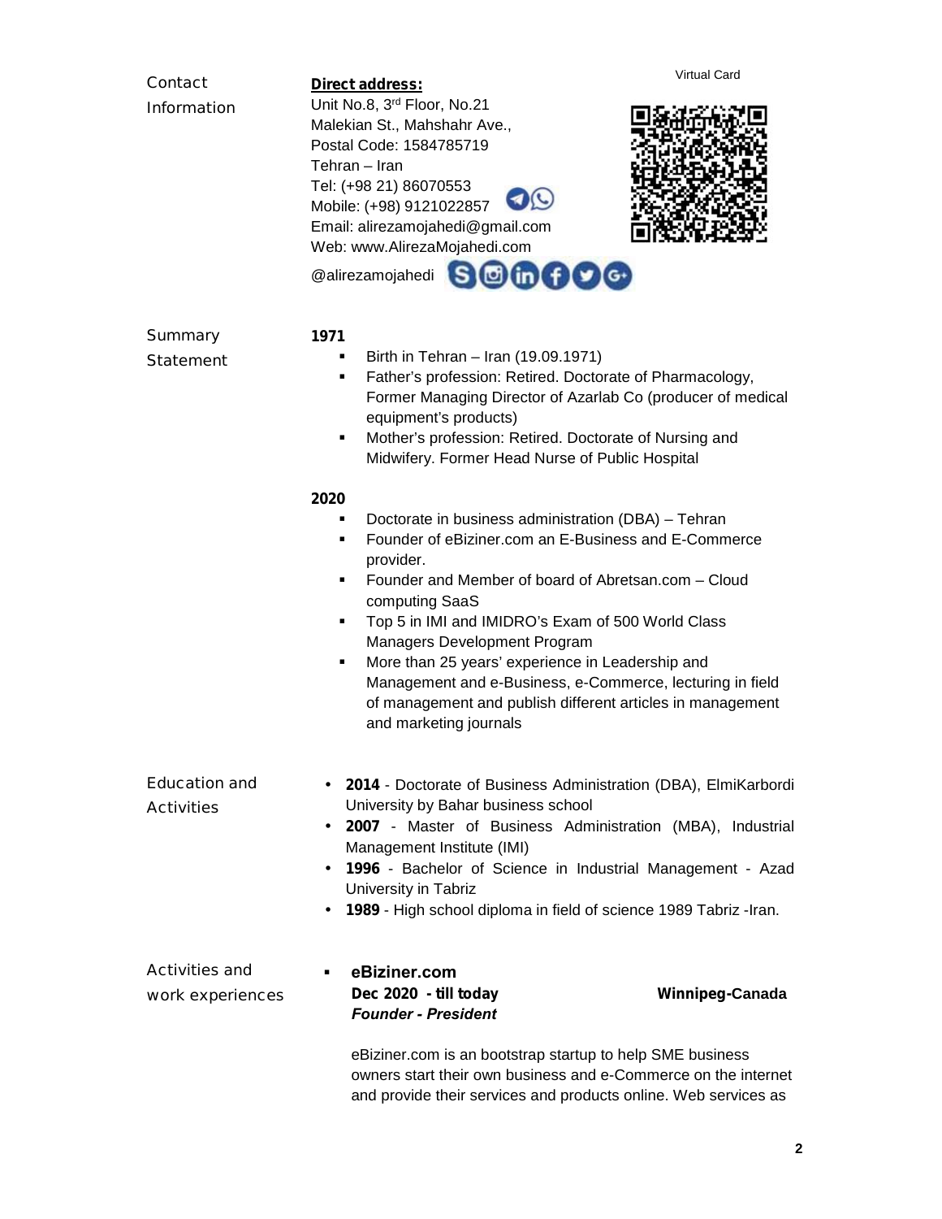## Contact Information

**Direct address:**

Unit No.8, 3rd Floor, No.21
Malekian St., Mahshahr Ave.,
Postal Code: 1584785719
Tehran – Iran
Tel: (+98 21) 86070553
Mobile: (+98) 9121022857
Email: alirezamojahedi@gmail.com
Web: www.AlirezaMojahedi.com
@alirezamojahedi

Virtual Card

## Summary Statement

**1971**

- Birth in Tehran – Iran (19.09.1971)
- Father's profession: Retired. Doctorate of Pharmacology, Former Managing Director of Azarlab Co (producer of medical equipment's products)
- Mother's profession: Retired. Doctorate of Nursing and Midwifery. Former Head Nurse of Public Hospital

**2020**

- Doctorate in business administration (DBA) – Tehran
- Founder of eBiziner.com an E-Business and E-Commerce provider.
- Founder and Member of board of Abretsan.com – Cloud computing SaaS
- Top 5 in IMI and IMIDRO's Exam of 500 World Class Managers Development Program
- More than 25 years' experience in Leadership and Management and e-Business, e-Commerce, lecturing in field of management and publish different articles in management and marketing journals

## Education and Activities

- **2014** - Doctorate of Business Administration (DBA), ElmiKarbordi University by Bahar business school
- **2007** - Master of Business Administration (MBA), Industrial Management Institute (IMI)
- **1996** - Bachelor of Science in Industrial Management - Azad University in Tabriz
- **1989** - High school diploma in field of science 1989 Tabriz -Iran.

## Activities and work experiences

- **eBiziner.com**
  **Dec 2020 - till today** **Winnipeg-Canada**
  ***Founder - President***

  eBiziner.com is an bootstrap startup to help SME business owners start their own business and e-Commerce on the internet and provide their services and products online. Web services as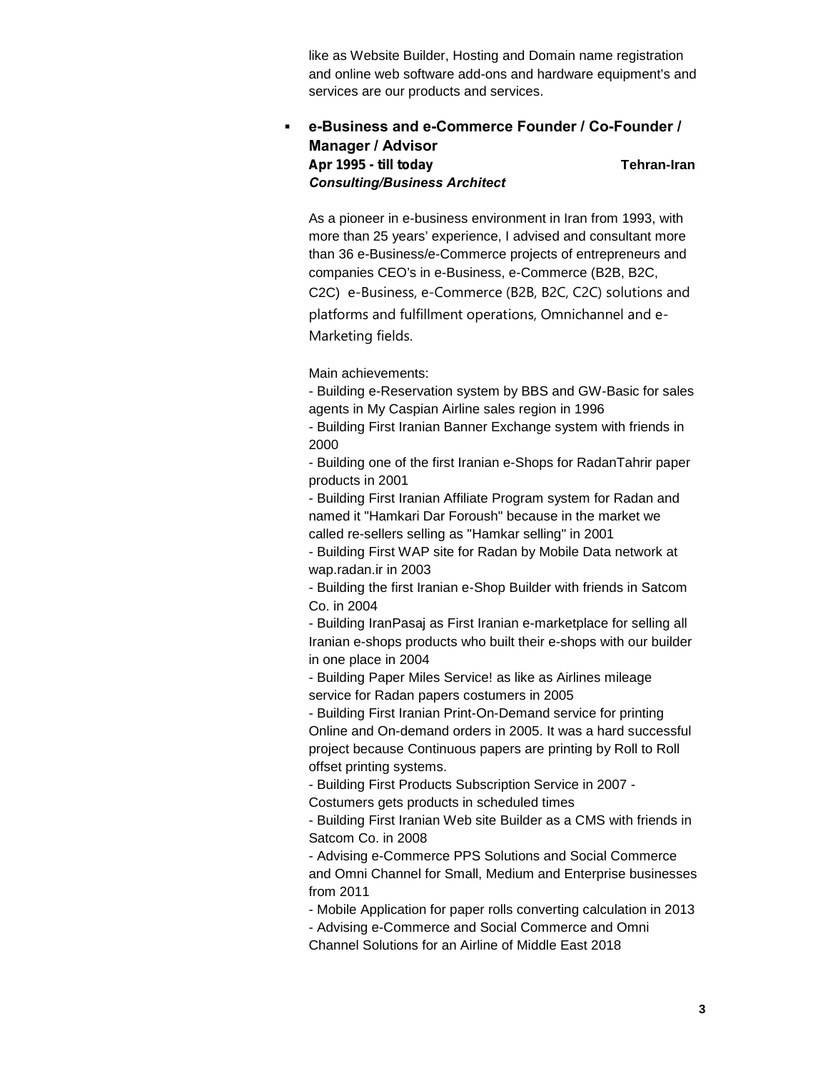like as Website Builder, Hosting and Domain name registration and online web software add-ons and hardware equipment's and services are our products and services.

- **e-Business and e-Commerce Founder / Co-Founder / Manager / Advisor**
  **Apr 1995 - till today** **Tehran-Iran**
  ***Consulting/Business Architect***

  As a pioneer in e-business environment in Iran from 1993, with more than 25 years' experience, I advised and consultant more than 36 e-Business/e-Commerce projects of entrepreneurs and companies CEO's in e-Business, e-Commerce (B2B, B2C, C2C) e-Business, e-Commerce (B2B, B2C, C2C) solutions and platforms and fulfillment operations, Omnichannel and e-Marketing fields.

  Main achievements:
  - Building e-Reservation system by BBS and GW-Basic for sales agents in My Caspian Airline sales region in 1996
  - Building First Iranian Banner Exchange system with friends in 2000
  - Building one of the first Iranian e-Shops for RadanTahrir paper products in 2001
  - Building First Iranian Affiliate Program system for Radan and named it "Hamkari Dar Foroush" because in the market we called re-sellers selling as "Hamkar selling" in 2001
  - Building First WAP site for Radan by Mobile Data network at wap.radan.ir in 2003
  - Building the first Iranian e-Shop Builder with friends in Satcom Co. in 2004
  - Building IranPasaj as First Iranian e-marketplace for selling all Iranian e-shops products who built their e-shops with our builder in one place in 2004
  - Building Paper Miles Service! as like as Airlines mileage service for Radan papers costumers in 2005
  - Building First Iranian Print-On-Demand service for printing Online and On-demand orders in 2005. It was a hard successful project because Continuous papers are printing by Roll to Roll offset printing systems.
  - Building First Products Subscription Service in 2007 - Costumers gets products in scheduled times
  - Building First Iranian Web site Builder as a CMS with friends in Satcom Co. in 2008
  - Advising e-Commerce PPS Solutions and Social Commerce and Omni Channel for Small, Medium and Enterprise businesses from 2011
  - Mobile Application for paper rolls converting calculation in 2013
  - Advising e-Commerce and Social Commerce and Omni Channel Solutions for an Airline of Middle East 2018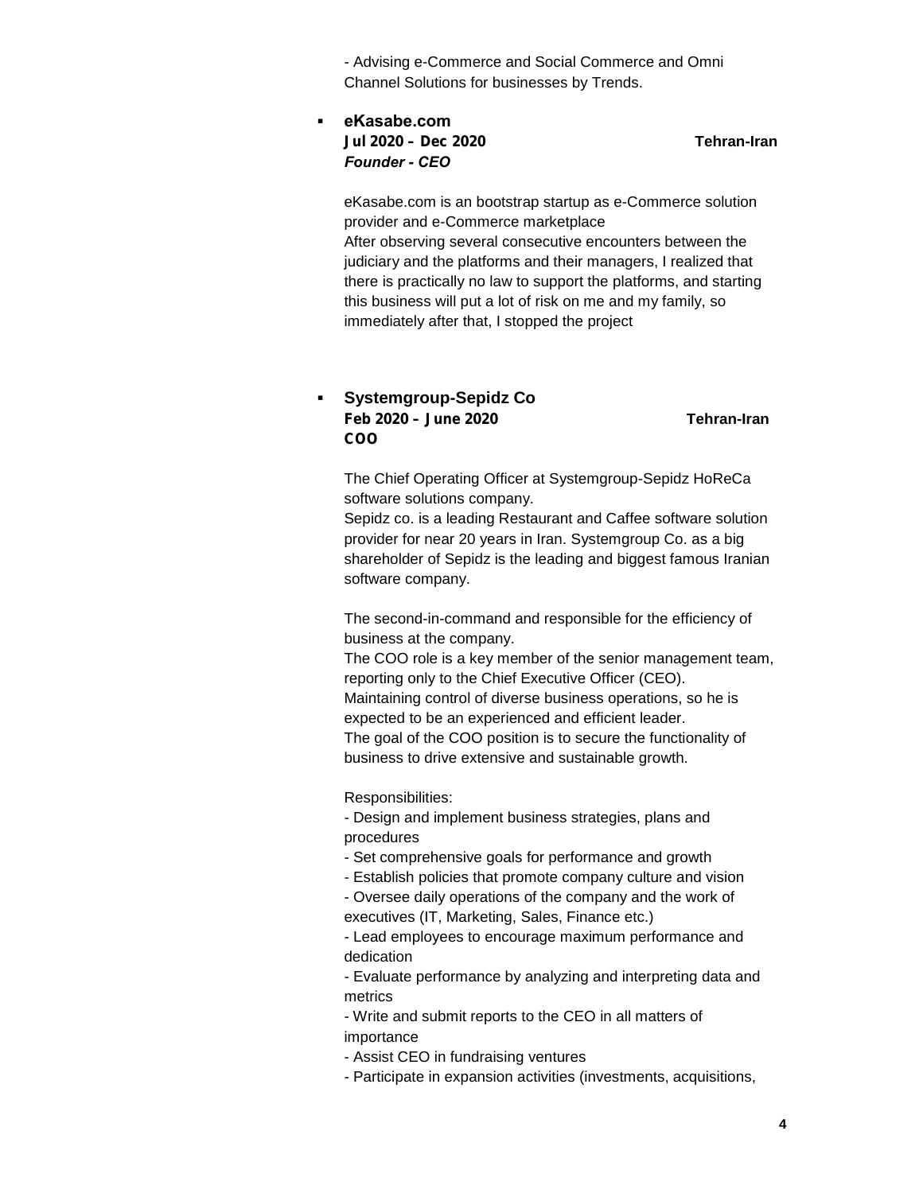- Advising e-Commerce and Social Commerce and Omni Channel Solutions for businesses by Trends.

- **eKasabe.com**
  **Jul 2020 – Dec 2020** **Tehran-Iran**
  ***Founder - CEO***

  eKasabe.com is an bootstrap startup as e-Commerce solution provider and e-Commerce marketplace
  After observing several consecutive encounters between the judiciary and the platforms and their managers, I realized that there is practically no law to support the platforms, and starting this business will put a lot of risk on me and my family, so immediately after that, I stopped the project

- **Systemgroup-Sepidz Co**
  **Feb 2020 – June 2020** **Tehran-Iran**
  **COO**

  The Chief Operating Officer at Systemgroup-Sepidz HoReCa software solutions company.
  Sepidz co. is a leading Restaurant and Caffee software solution provider for near 20 years in Iran. Systemgroup Co. as a big shareholder of Sepidz is the leading and biggest famous Iranian software company.

  The second-in-command and responsible for the efficiency of business at the company.
  The COO role is a key member of the senior management team, reporting only to the Chief Executive Officer (CEO).
  Maintaining control of diverse business operations, so he is expected to be an experienced and efficient leader.
  The goal of the COO position is to secure the functionality of business to drive extensive and sustainable growth.

  Responsibilities:
  - Design and implement business strategies, plans and procedures
  - Set comprehensive goals for performance and growth
  - Establish policies that promote company culture and vision
  - Oversee daily operations of the company and the work of executives (IT, Marketing, Sales, Finance etc.)
  - Lead employees to encourage maximum performance and dedication
  - Evaluate performance by analyzing and interpreting data and metrics
  - Write and submit reports to the CEO in all matters of importance
  - Assist CEO in fundraising ventures
  - Participate in expansion activities (investments, acquisitions,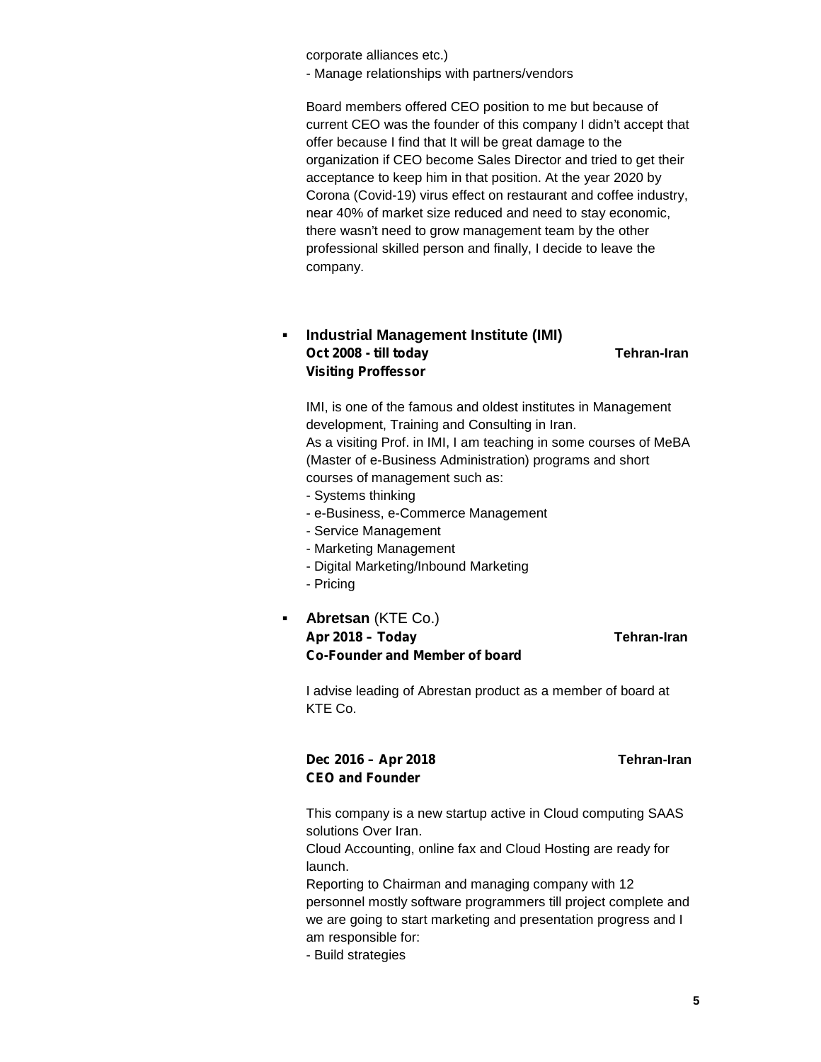corporate alliances etc.)
- Manage relationships with partners/vendors

Board members offered CEO position to me but because of current CEO was the founder of this company I didn't accept that offer because I find that It will be great damage to the organization if CEO become Sales Director and tried to get their acceptance to keep him in that position. At the year 2020 by Corona (Covid-19) virus effect on restaurant and coffee industry, near 40% of market size reduced and need to stay economic, there wasn't need to grow management team by the other professional skilled person and finally, I decide to leave the company.

- **Industrial Management Institute (IMI)**
  **Oct 2008 - till today** **Tehran-Iran**
  **Visiting Proffessor**

  IMI, is one of the famous and oldest institutes in Management development, Training and Consulting in Iran.
  As a visiting Prof. in IMI, I am teaching in some courses of MeBA (Master of e-Business Administration) programs and short courses of management such as:
  - Systems thinking
  - e-Business, e-Commerce Management
  - Service Management
  - Marketing Management
  - Digital Marketing/Inbound Marketing
  - Pricing

- **Abretsan** (KTE Co.)
  **Apr 2018 – Today** **Tehran-Iran**
  **Co-Founder and Member of board**

  I advise leading of Abrestan product as a member of board at KTE Co.

  **Dec 2016 – Apr 2018** **Tehran-Iran**
  **CEO and Founder**

  This company is a new startup active in Cloud computing SAAS solutions Over Iran.
  Cloud Accounting, online fax and Cloud Hosting are ready for launch.
  Reporting to Chairman and managing company with 12 personnel mostly software programmers till project complete and we are going to start marketing and presentation progress and I am responsible for:
  - Build strategies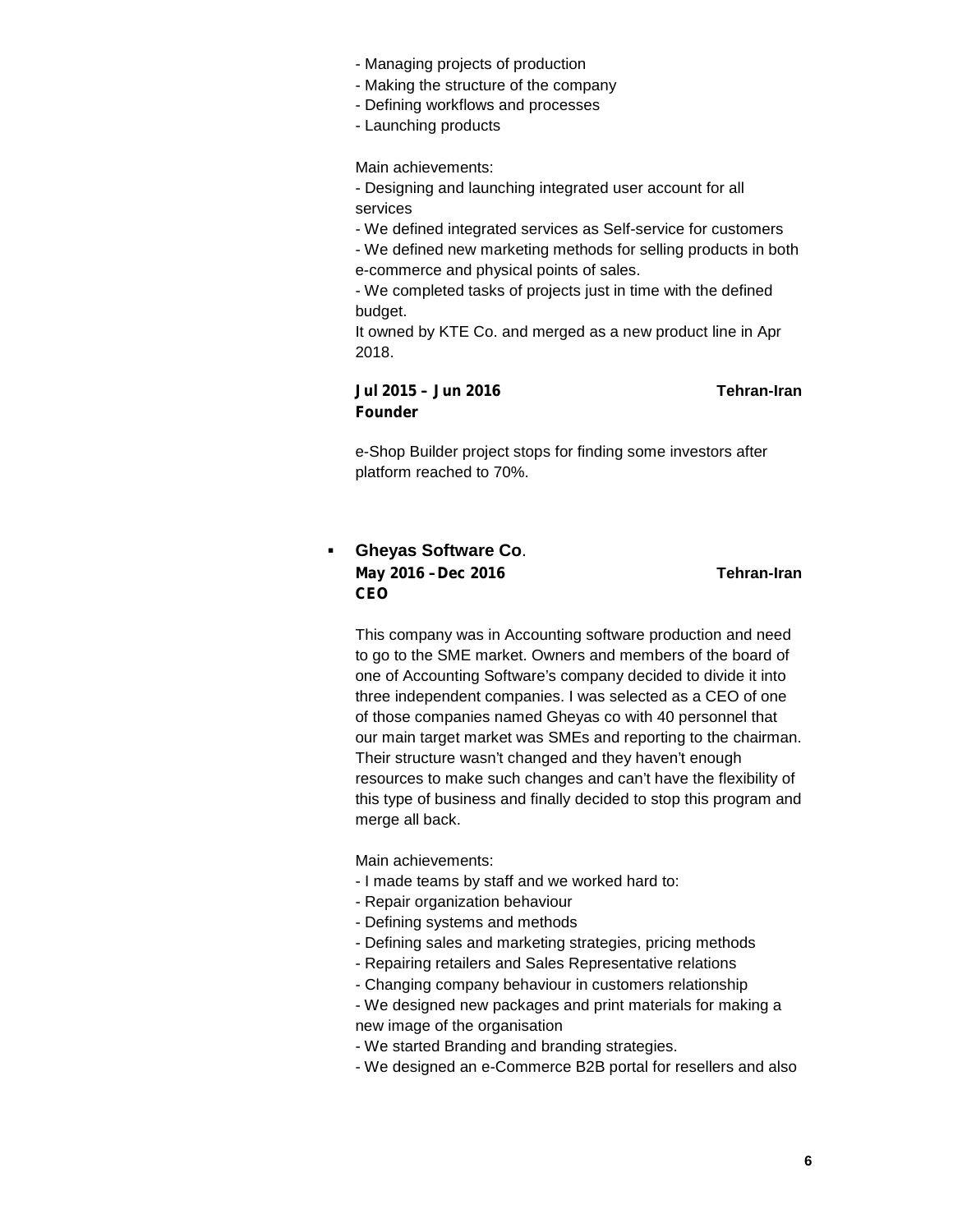- Managing projects of production
- Making the structure of the company
- Defining workflows and processes
- Launching products

Main achievements:
- Designing and launching integrated user account for all services
- We defined integrated services as Self-service for customers
- We defined new marketing methods for selling products in both e-commerce and physical points of sales.
- We completed tasks of projects just in time with the defined budget.

It owned by KTE Co. and merged as a new product line in Apr 2018.

**Jul 2015 – Jun 2016** **Tehran-Iran**
**Founder**

e-Shop Builder project stops for finding some investors after platform reached to 70%.

- **Gheyas Software Co**.
  **May 2016 – Dec 2016** **Tehran-Iran**
  **CEO**

  This company was in Accounting software production and need to go to the SME market. Owners and members of the board of one of Accounting Software's company decided to divide it into three independent companies. I was selected as a CEO of one of those companies named Gheyas co with 40 personnel that our main target market was SMEs and reporting to the chairman. Their structure wasn't changed and they haven't enough resources to make such changes and can't have the flexibility of this type of business and finally decided to stop this program and merge all back.

  Main achievements:
  - I made teams by staff and we worked hard to:
  - Repair organization behaviour
  - Defining systems and methods
  - Defining sales and marketing strategies, pricing methods
  - Repairing retailers and Sales Representative relations
  - Changing company behaviour in customers relationship
  - We designed new packages and print materials for making a new image of the organisation
  - We started Branding and branding strategies.
  - We designed an e-Commerce B2B portal for resellers and also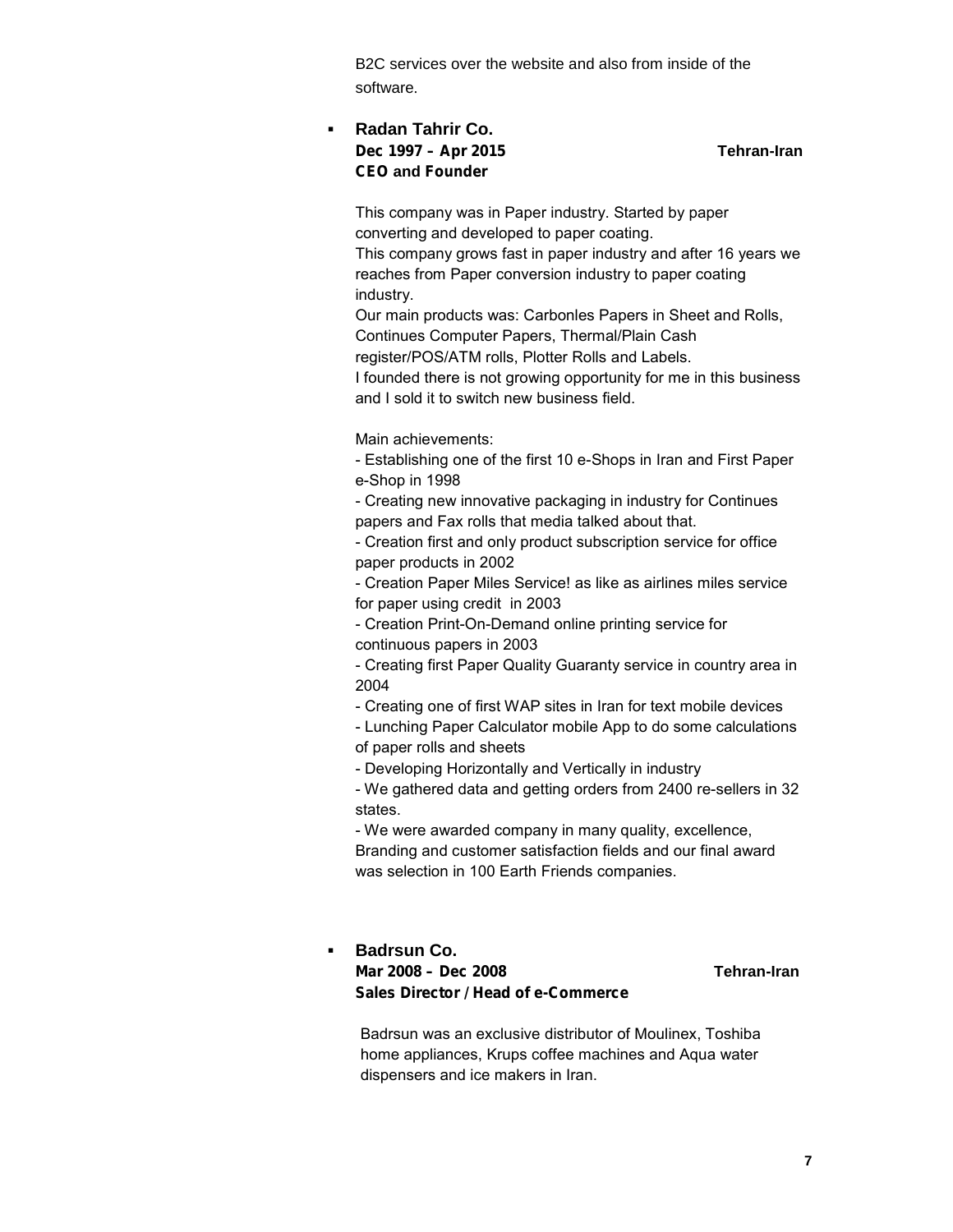B2C services over the website and also from inside of the software.

- **Radan Tahrir Co.**
  **Dec 1997 – Apr 2015** **Tehran-Iran**
  **CEO and Founder**

  This company was in Paper industry. Started by paper converting and developed to paper coating.
  This company grows fast in paper industry and after 16 years we reaches from Paper conversion industry to paper coating industry.
  Our main products was: Carbonles Papers in Sheet and Rolls, Continues Computer Papers, Thermal/Plain Cash register/POS/ATM rolls, Plotter Rolls and Labels.
  I founded there is not growing opportunity for me in this business and I sold it to switch new business field.

  Main achievements:
  - Establishing one of the first 10 e-Shops in Iran and First Paper e-Shop in 1998
  - Creating new innovative packaging in industry for Continues papers and Fax rolls that media talked about that.
  - Creation first and only product subscription service for office paper products in 2002
  - Creation Paper Miles Service! as like as airlines miles service for paper using credit in 2003
  - Creation Print-On-Demand online printing service for continuous papers in 2003
  - Creating first Paper Quality Guaranty service in country area in 2004
  - Creating one of first WAP sites in Iran for text mobile devices
  - Lunching Paper Calculator mobile App to do some calculations of paper rolls and sheets
  - Developing Horizontally and Vertically in industry
  - We gathered data and getting orders from 2400 re-sellers in 32 states.
  - We were awarded company in many quality, excellence, Branding and customer satisfaction fields and our final award was selection in 100 Earth Friends companies.

- **Badrsun Co.**
  **Mar 2008 – Dec 2008** **Tehran-Iran**
  **Sales Director / Head of e-Commerce**

  Badrsun was an exclusive distributor of Moulinex, Toshiba home appliances, Krups coffee machines and Aqua water dispensers and ice makers in Iran.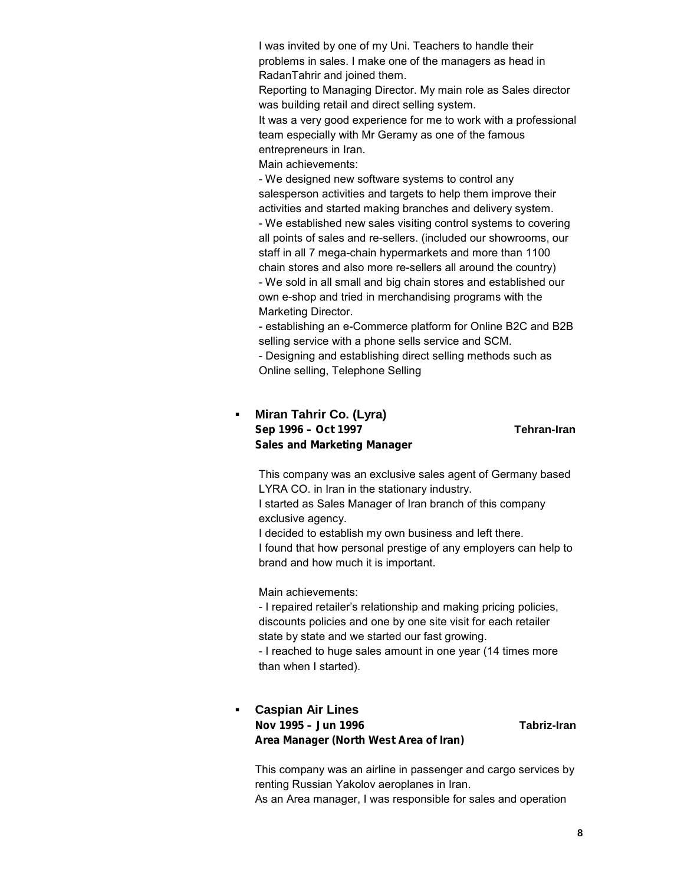I was invited by one of my Uni. Teachers to handle their problems in sales. I make one of the managers as head in RadanTahrir and joined them.

Reporting to Managing Director. My main role as Sales director was building retail and direct selling system.

It was a very good experience for me to work with a professional team especially with Mr Geramy as one of the famous entrepreneurs in Iran.

Main achievements:

- We designed new software systems to control any salesperson activities and targets to help them improve their activities and started making branches and delivery system.
- We established new sales visiting control systems to covering all points of sales and re-sellers. (included our showrooms, our staff in all 7 mega-chain hypermarkets and more than 1100 chain stores and also more re-sellers all around the country)
- We sold in all small and big chain stores and established our own e-shop and tried in merchandising programs with the Marketing Director.
- establishing an e-Commerce platform for Online B2C and B2B selling service with a phone sells service and SCM.
- Designing and establishing direct selling methods such as Online selling, Telephone Selling

- **Miran Tahrir Co. (Lyra)**
  **Sep 1996 – Oct 1997** **Tehran-Iran**
  **Sales and Marketing Manager**

  This company was an exclusive sales agent of Germany based LYRA CO. in Iran in the stationary industry.
  I started as Sales Manager of Iran branch of this company exclusive agency.
  I decided to establish my own business and left there.
  I found that how personal prestige of any employers can help to brand and how much it is important.

  Main achievements:
  - I repaired retailer's relationship and making pricing policies, discounts policies and one by one site visit for each retailer state by state and we started our fast growing.
  - I reached to huge sales amount in one year (14 times more than when I started).

- **Caspian Air Lines**
  **Nov 1995 – Jun 1996** **Tabriz-Iran**
  **Area Manager (North West Area of Iran)**

  This company was an airline in passenger and cargo services by renting Russian Yakolov aeroplanes in Iran.
  As an Area manager, I was responsible for sales and operation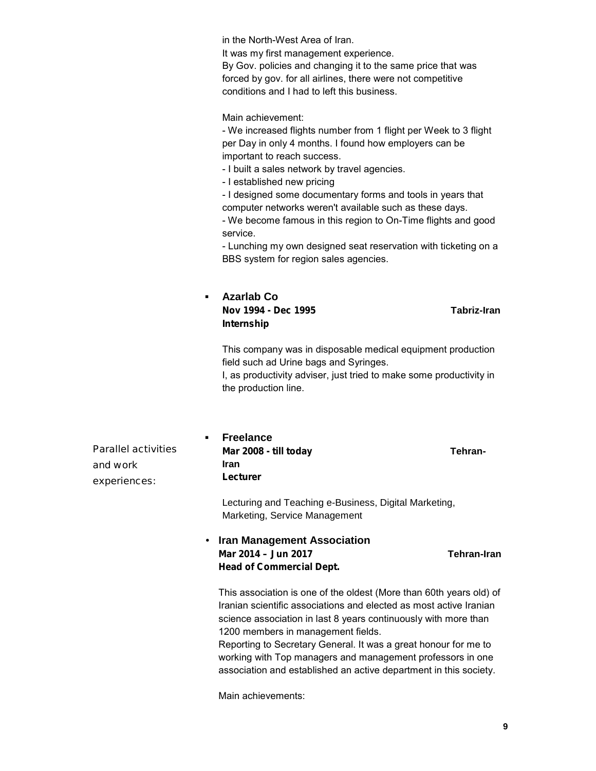in the North-West Area of Iran.
It was my first management experience.
By Gov. policies and changing it to the same price that was forced by gov. for all airlines, there were not competitive conditions and I had to left this business.

Main achievement:
- We increased flights number from 1 flight per Week to 3 flight per Day in only 4 months. I found how employers can be important to reach success.
- I built a sales network by travel agencies.
- I established new pricing
- I designed some documentary forms and tools in years that computer networks weren't available such as these days.
- We become famous in this region to On-Time flights and good service.
- Lunching my own designed seat reservation with ticketing on a BBS system for region sales agencies.

- **Azarlab Co**
  **Nov 1994 - Dec 1995** **Tabriz-Iran**
  **Internship**

  This company was in disposable medical equipment production field such ad Urine bags and Syringes.
  I, as productivity adviser, just tried to make some productivity in the production line.

Parallel activities and work experiences:

- **Freelance**
  **Mar 2008 - till today** **Tehran-Iran**
  **Lecturer**

  Lecturing and Teaching e-Business, Digital Marketing, Marketing, Service Management

- **Iran Management Association**
  **Mar 2014 – Jun 2017** **Tehran-Iran**
  **Head of Commercial Dept.**

  This association is one of the oldest (More than 60th years old) of Iranian scientific associations and elected as most active Iranian science association in last 8 years continuously with more than 1200 members in management fields.
  Reporting to Secretary General. It was a great honour for me to working with Top managers and management professors in one association and established an active department in this society.

  Main achievements: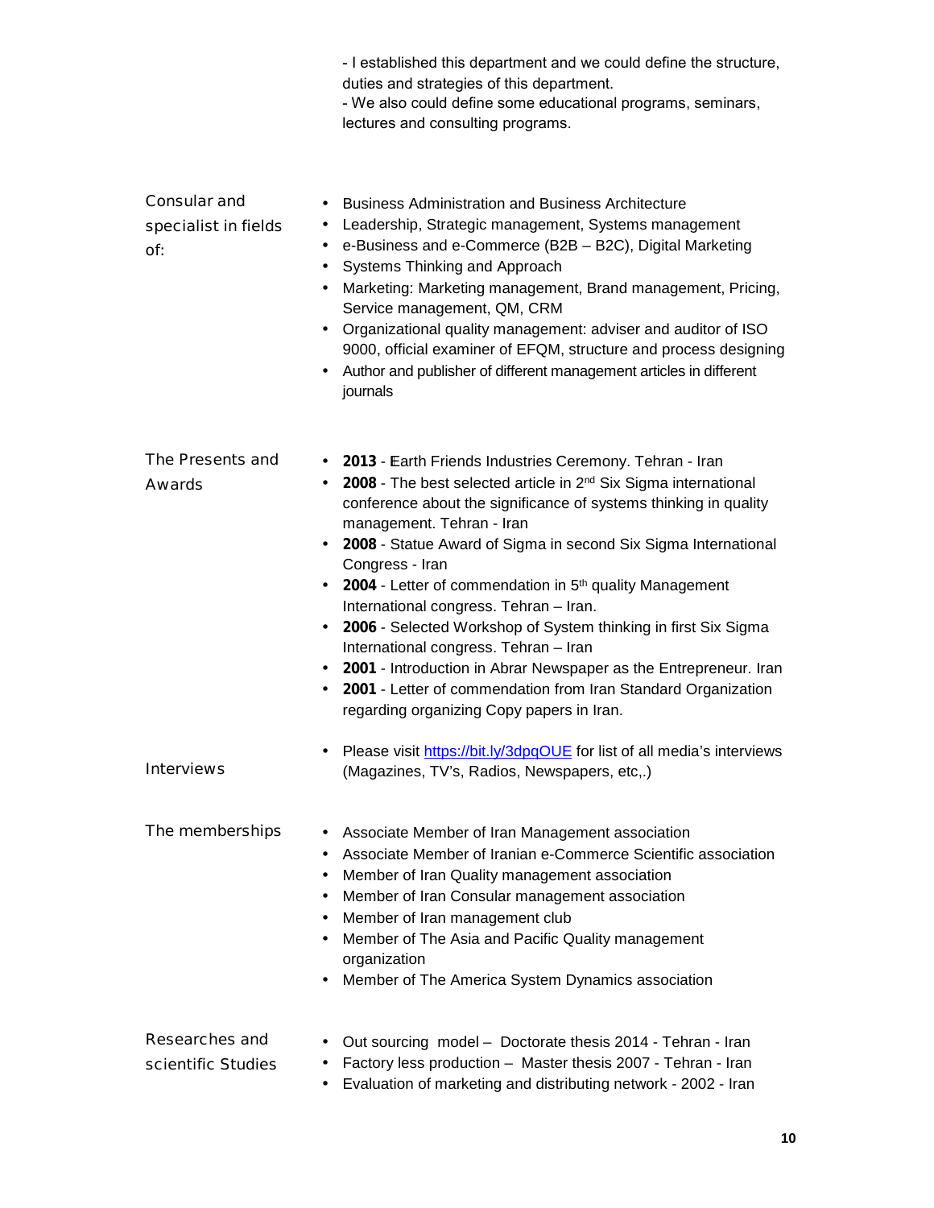- I established this department and we could define the structure, duties and strategies of this department.
- We also could define some educational programs, seminars, lectures and consulting programs.

**Consular and specialist in fields of:**

- Business Administration and Business Architecture
- Leadership, Strategic management, Systems management
- e-Business and e-Commerce (B2B – B2C), Digital Marketing
- Systems Thinking and Approach
- Marketing: Marketing management, Brand management, Pricing, Service management, QM, CRM
- Organizational quality management: adviser and auditor of ISO 9000, official examiner of EFQM, structure and process designing
- Author and publisher of different management articles in different journals

**The Presents and Awards**

- **2013** - Earth Friends Industries Ceremony. Tehran - Iran
- **2008** - The best selected article in 2nd Six Sigma international conference about the significance of systems thinking in quality management. Tehran - Iran
- **2008** - Statue Award of Sigma in second Six Sigma International Congress - Iran
- **2004** - Letter of commendation in 5th quality Management International congress. Tehran – Iran.
- **2006** - Selected Workshop of System thinking in first Six Sigma International congress. Tehran – Iran
- **2001** - Introduction in Abrar Newspaper as the Entrepreneur. Iran
- **2001** - Letter of commendation from Iran Standard Organization regarding organizing Copy papers in Iran.

**Interviews**

- Please visit [https://bit.ly/3dpqOUE](https://bit.ly/3dpqOUE) for list of all media's interviews (Magazines, TV's, Radios, Newspapers, etc,.)

**The memberships**

- Associate Member of Iran Management association
- Associate Member of Iranian e-Commerce Scientific association
- Member of Iran Quality management association
- Member of Iran Consular management association
- Member of Iran management club
- Member of The Asia and Pacific Quality management organization
- Member of The America System Dynamics association

**Researches and scientific Studies**

- Out sourcing model – Doctorate thesis 2014 - Tehran - Iran
- Factory less production – Master thesis 2007 - Tehran - Iran
- Evaluation of marketing and distributing network - 2002 - Iran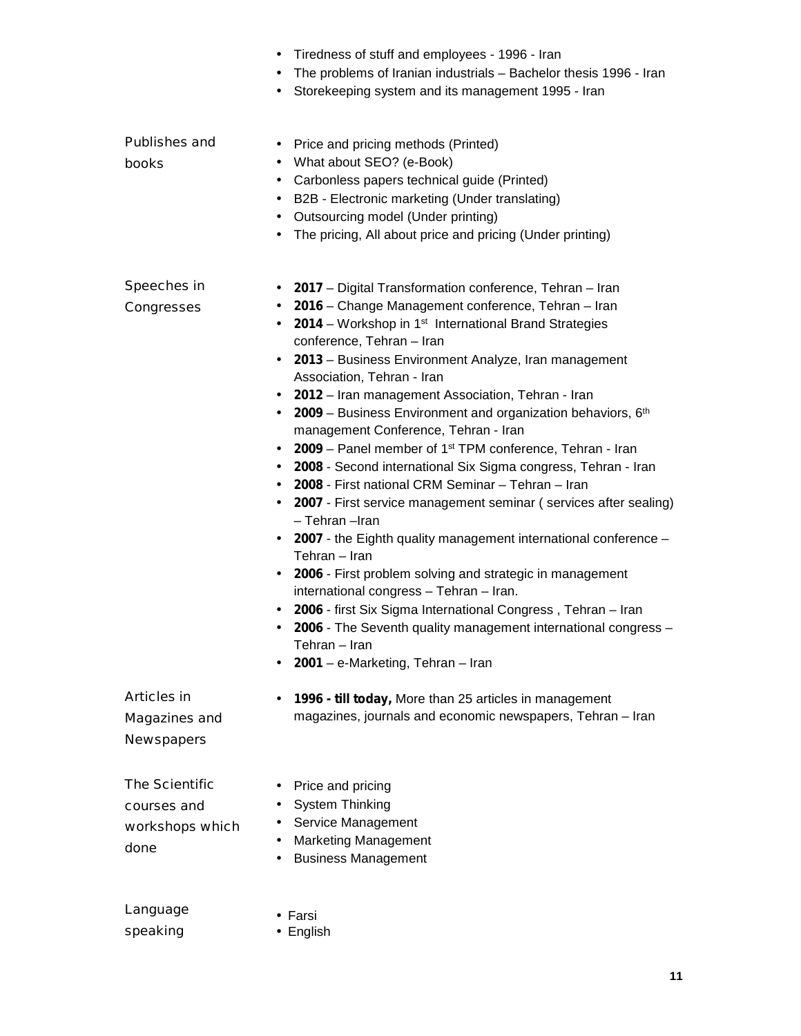- Tiredness of stuff and employees - 1996 - Iran
- The problems of Iranian industrials – Bachelor thesis 1996 - Iran
- Storekeeping system and its management 1995 - Iran

**Publishes and books**

- Price and pricing methods (Printed)
- What about SEO? (e-Book)
- Carbonless papers technical guide (Printed)
- B2B - Electronic marketing (Under translating)
- Outsourcing model (Under printing)
- The pricing, All about price and pricing (Under printing)

**Speeches in Congresses**

- **2017** – Digital Transformation conference, Tehran – Iran
- **2016** – Change Management conference, Tehran – Iran
- **2014** – Workshop in 1st International Brand Strategies conference, Tehran – Iran
- **2013** – Business Environment Analyze, Iran management Association, Tehran - Iran
- **2012** – Iran management Association, Tehran - Iran
- **2009** – Business Environment and organization behaviors, 6th management Conference, Tehran - Iran
- **2009** – Panel member of 1st TPM conference, Tehran - Iran
- **2008** - Second international Six Sigma congress, Tehran - Iran
- **2008** - First national CRM Seminar – Tehran – Iran
- **2007** - First service management seminar ( services after sealing) – Tehran –Iran
- **2007** - the Eighth quality management international conference – Tehran – Iran
- **2006** - First problem solving and strategic in management international congress – Tehran – Iran.
- **2006** - first Six Sigma International Congress , Tehran – Iran
- **2006** - The Seventh quality management international congress – Tehran – Iran
- **2001** – e-Marketing, Tehran – Iran

**Articles in Magazines and Newspapers**

- **1996 - till today,** More than 25 articles in management magazines, journals and economic newspapers, Tehran – Iran

**The Scientific courses and workshops which done**

- Price and pricing
- System Thinking
- Service Management
- Marketing Management
- Business Management

**Language speaking**

- Farsi
- English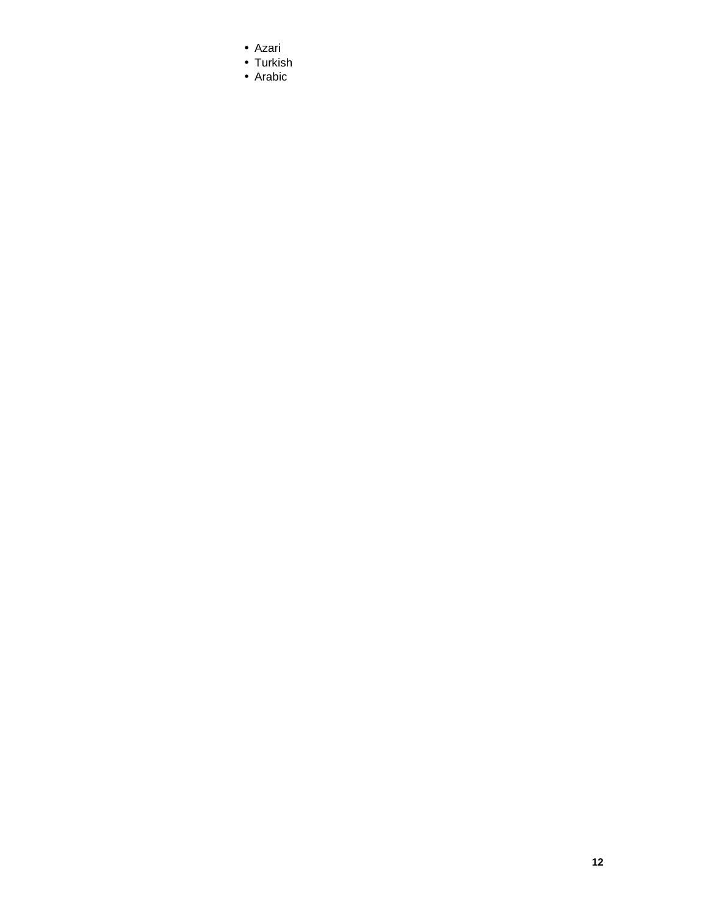- Azari
- Turkish
- Arabic